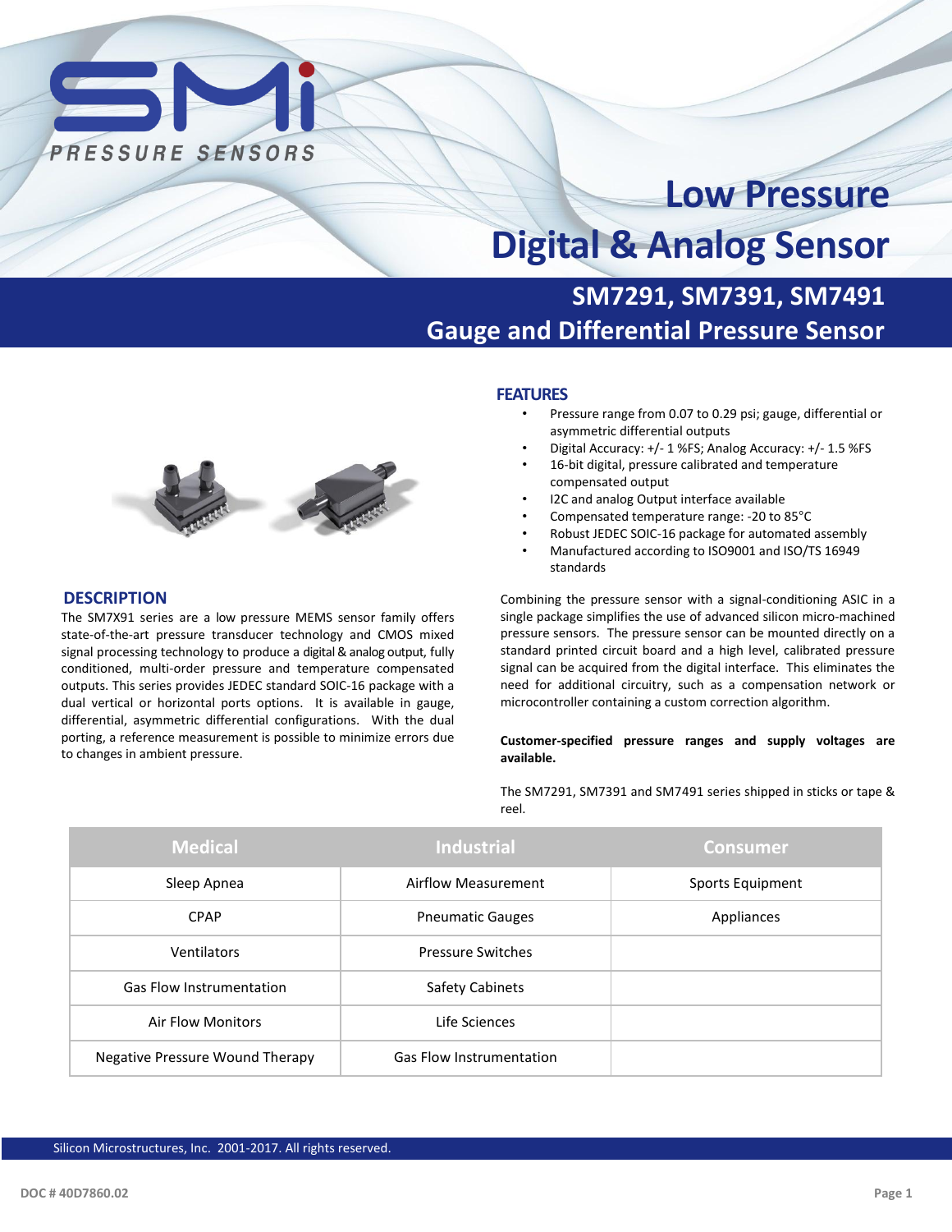SMI PRESSURE SENSORS

# Low Pressure Digital & Analog Sensor

## SM7291, SM7391, SM7491 Gauge and Differential Pressure Sensor

## FEATURES

- Pressure range from 0.07 to 0.29 psi; gauge, differential or asymmetric differential outputs
- Digital Accuracy: +/- 1 %FS; Analog Accuracy: +/- 1.5 %FS
- 16-bit digital, pressure calibrated and temperature compensated output
- I2C and analog Output interface available
- Compensated temperature range: -20 to 85°C
- Robust JEDEC SOIC-16 package for automated assembly
- Manufactured according to ISO9001 and ISO/TS 16949 standards

## DESCRIPTION

The SM7X91 series are a low pressure MEMS sensor family offers state-of-the-art pressure transducer technology and CMOS mixed signal processing technology to produce a digital & analog output, fully conditioned, multi-order pressure and temperature compensated outputs. This series provides JEDEC standard SOIC-16 package with a dual vertical or horizontal ports options. It is available in gauge, differential, asymmetric differential configurations. With the dual porting, a reference measurement is possible to minimize errors due to changes in ambient pressure.

Combining the pressure sensor with a signal-conditioning ASIC in a single package simplifies the use of advanced silicon micro-machined pressure sensors. The pressure sensor can be mounted directly on a standard printed circuit board and a high level, calibrated pressure signal can be acquired from the digital interface. This eliminates the need for additional circuitry, such as a compensation network or microcontroller containing a custom correction algorithm.

**Customer-specified pressure ranges and supply voltages are available.**

The SM7291, SM7391 and SM7491 series shipped in sticks or tape & reel.

| Medical | Industrial | Consumer |
|---|---|---|
| Sleep Apnea | Airflow Measurement | Sports Equipment |
| CPAP | Pneumatic Gauges | Appliances |
| Ventilators | Pressure Switches | |
| Gas Flow Instrumentation | Safety Cabinets | |
| Air Flow Monitors | Life Sciences | |
| Negative Pressure Wound Therapy | Gas Flow Instrumentation | |

Silicon Microstructures, Inc. 2001-2017. All rights reserved.

DOC # 40D7860.02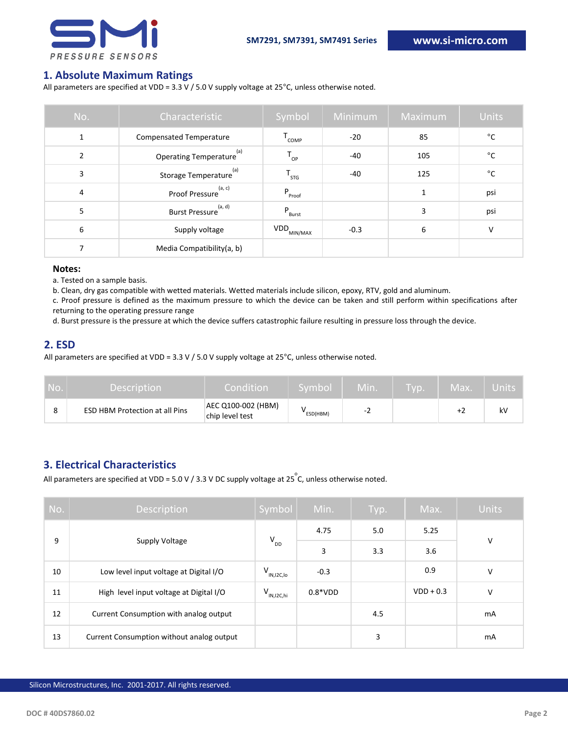## 1. Absolute Maximum Ratings

All parameters are specified at VDD = 3.3 V / 5.0 V supply voltage at 25°C, unless otherwise noted.

| No. | Characteristic | Symbol | Minimum | Maximum | Units |
|---|---|---|---|---|---|
| 1 | Compensated Temperature | $T_{COMP}$ | -20 | 85 | °C |
| 2 | Operating Temperature[a] | $T_{OP}$ | -40 | 105 | °C |
| 3 | Storage Temperature[a] | $T_{STG}$ | -40 | 125 | °C |
| 4 | Proof Pressure[a, c] | $P_{Proof}$ | | 1 | psi |
| 5 | Burst Pressure[a, d] | $P_{Burst}$ | | 3 | psi |
| 6 | Supply voltage | $VDD_{MIN/MAX}$ | -0.3 | 6 | V |
| 7 | Media Compatibility(a, b) | | | | |

**Notes:**

a. Tested on a sample basis.

b. Clean, dry gas compatible with wetted materials. Wetted materials include silicon, epoxy, RTV, gold and aluminum.

c. Proof pressure is defined as the maximum pressure to which the device can be taken and still perform within specifications after returning to the operating pressure range

d. Burst pressure is the pressure at which the device suffers catastrophic failure resulting in pressure loss through the device.

## 2. ESD

All parameters are specified at VDD = 3.3 V / 5.0 V supply voltage at 25°C, unless otherwise noted.

| No. | Description | Condition | Symbol | Min. | Typ. | Max. | Units |
|---|---|---|---|---|---|---|---|
| 8 | ESD HBM Protection at all Pins | AEC Q100-002 (HBM) chip level test | $V_{ESD(HBM)}$ | -2 | | +2 | kV |

## 3. Electrical Characteristics

All parameters are specified at VDD = 5.0 V / 3.3 V DC supply voltage at 25°C, unless otherwise noted.

| No. | Description | Symbol | Min. | Typ. | Max. | Units |
|---|---|---|---|---|---|---|
| 9 | Supply Voltage | $V_{DD}$ | 4.75 | 5.0 | 5.25 | V |
| | | | 3 | 3.3 | 3.6 | |
| 10 | Low level input voltage at Digital I/O | $V_{IN,I2C,lo}$ | -0.3 | | 0.9 | V |
| 11 | High level input voltage at Digital I/O | $V_{IN,I2C,hi}$ | 0.8*VDD | | VDD + 0.3 | V |
| 12 | Current Consumption with analog output | | | 4.5 | | mA |
| 13 | Current Consumption without analog output | | | 3 | | mA |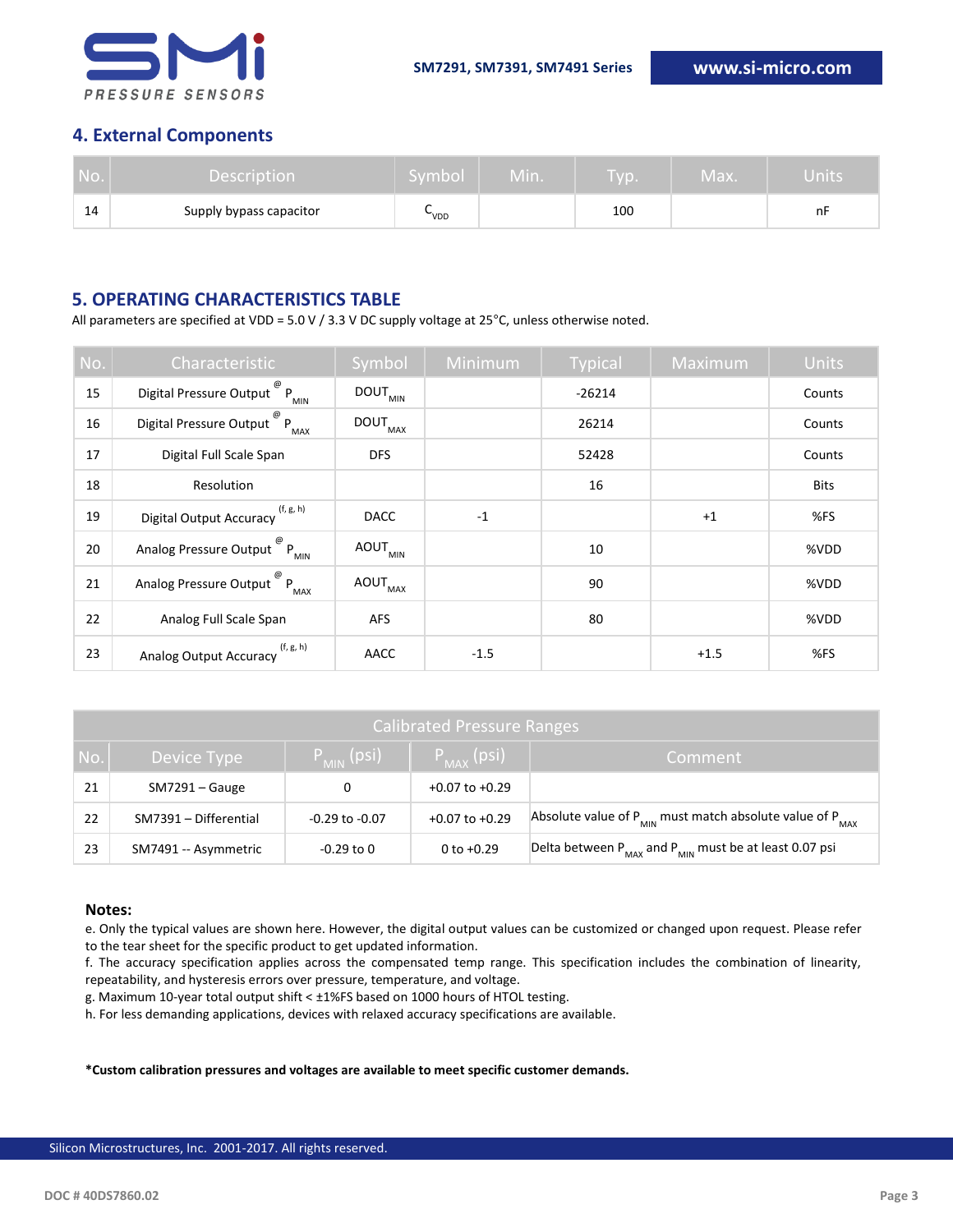## 4. External Components

| No. | Description | Symbol | Min. | Typ. | Max. | Units |
|---|---|---|---|---|---|---|
| 14 | Supply bypass capacitor | $C_{VDD}$ | | 100 | | nF |

## 5. OPERATING CHARACTERISTICS TABLE

All parameters are specified at VDD = 5.0 V / 3.3 V DC supply voltage at 25°C, unless otherwise noted.

| No. | Characteristic | Symbol | Minimum | Typical | Maximum | Units |
|---|---|---|---|---|---|---|
| 15 | Digital Pressure Output @ $P_{MIN}$ | $DOUT_{MIN}$ | | -26214 | | Counts |
| 16 | Digital Pressure Output @ $P_{MAX}$ | $DOUT_{MAX}$ | | 26214 | | Counts |
| 17 | Digital Full Scale Span | DFS | | 52428 | | Counts |
| 18 | Resolution | | | 16 | | Bits |
| 19 | Digital Output Accuracy [f, g, h] | DACC | -1 | | +1 | %FS |
| 20 | Analog Pressure Output @ $P_{MIN}$ | $AOUT_{MIN}$ | | 10 | | %VDD |
| 21 | Analog Pressure Output @ $P_{MAX}$ | $AOUT_{MAX}$ | | 90 | | %VDD |
| 22 | Analog Full Scale Span | AFS | | 80 | | %VDD |
| 23 | Analog Output Accuracy [f, g, h] | AACC | -1.5 | | +1.5 | %FS |

| Calibrated Pressure Ranges | | | | |
|---|---|---|---|---|
| No. | Device Type | $P_{MIN}$ (psi) | $P_{MAX}$ (psi) | Comment |
| 21 | SM7291 – Gauge | 0 | +0.07 to +0.29 | |
| 22 | SM7391 – Differential | -0.29 to -0.07 | +0.07 to +0.29 | Absolute value of $P_{MIN}$ must match absolute value of $P_{MAX}$ |
| 23 | SM7491 -- Asymmetric | -0.29 to 0 | 0 to +0.29 | Delta between $P_{MAX}$ and $P_{MIN}$ must be at least 0.07 psi |

**Notes:**

e. Only the typical values are shown here. However, the digital output values can be customized or changed upon request. Please refer to the tear sheet for the specific product to get updated information.

f. The accuracy specification applies across the compensated temp range. This specification includes the combination of linearity, repeatability, and hysteresis errors over pressure, temperature, and voltage.

g. Maximum 10-year total output shift < ±1%FS based on 1000 hours of HTOL testing.

h. For less demanding applications, devices with relaxed accuracy specifications are available.

**\*Custom calibration pressures and voltages are available to meet specific customer demands.**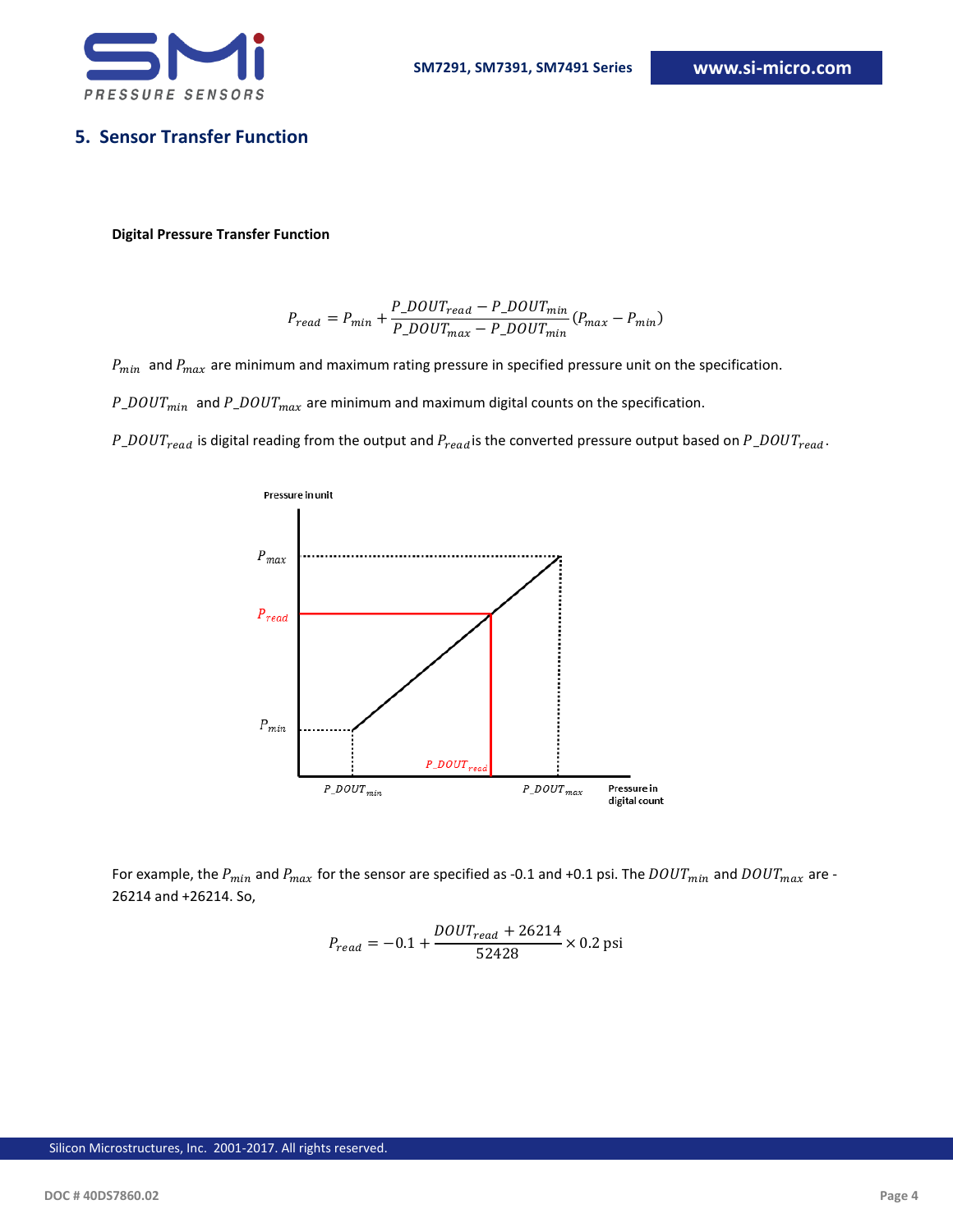## 5. Sensor Transfer Function

**Digital Pressure Transfer Function**

$$P_{read} = P_{min} + \frac{P\_DOUT_{read} - P\_DOUT_{min}}{P\_DOUT_{max} - P\_DOUT_{min}} (P_{max} - P_{min})$$

$P_{min}$ and $P_{max}$ are minimum and maximum rating pressure in specified pressure unit on the specification.

$P\_DOUT_{min}$ and $P\_DOUT_{max}$ are minimum and maximum digital counts on the specification.

$P\_DOUT_{read}$ is digital reading from the output and $P_{read}$ is the converted pressure output based on $P\_DOUT_{read}$.

For example, the $P_{min}$ and $P_{max}$ for the sensor are specified as -0.1 and +0.1 psi. The $DOUT_{min}$ and $DOUT_{max}$ are -26214 and +26214. So,

$$P_{read} = -0.1 + \frac{DOUT_{read} + 26214}{52428} \times 0.2 \text{ psi}$$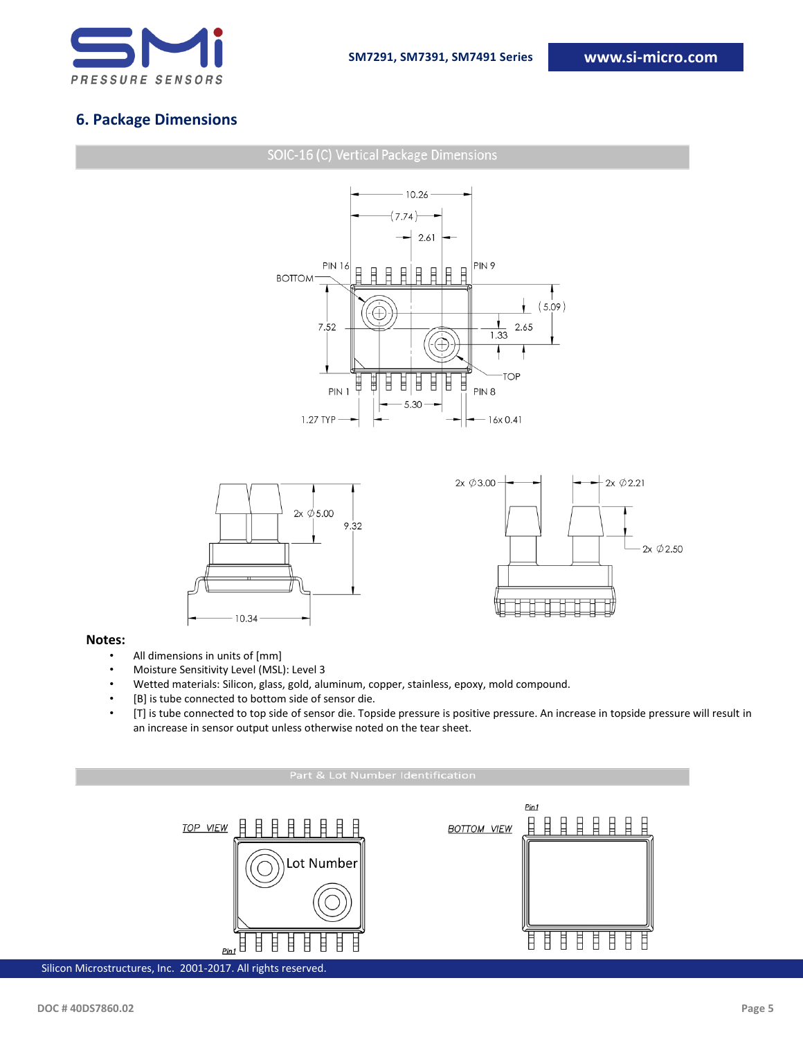## 6. Package Dimensions

SOIC-16 (C) Vertical Package Dimensions

**Notes:**

- All dimensions in units of [mm]
- Moisture Sensitivity Level (MSL): Level 3
- Wetted materials: Silicon, glass, gold, aluminum, copper, stainless, epoxy, mold compound.
- [B] is tube connected to bottom side of sensor die.
- [T] is tube connected to top side of sensor die. Topside pressure is positive pressure. An increase in topside pressure will result in an increase in sensor output unless otherwise noted on the tear sheet.

Part & Lot Number Identification

Silicon Microstructures, Inc. 2001-2017. All rights reserved.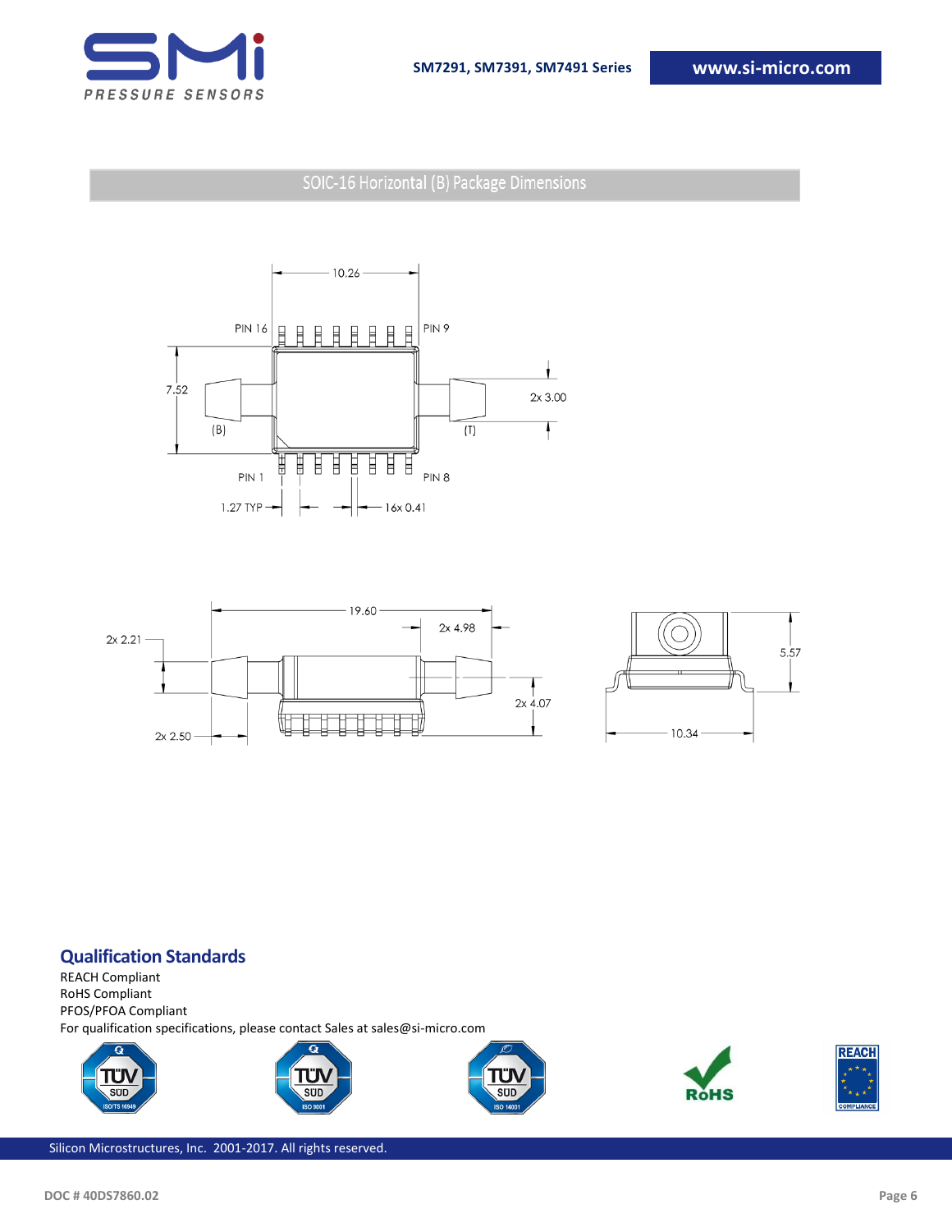## SOIC-16 Horizontal (B) Package Dimensions

10.26

PIN 16 PIN 9

7.52 2x 3.00

(B) (T)

PIN 1 PIN 8

1.27 TYP 16x 0.41

19.60

2x 2.21 2x 4.98

2x 4.07

2x 2.50

5.57

10.34

## Qualification Standards

REACH Compliant
RoHS Compliant
PFOS/PFOA Compliant
For qualification specifications, please contact Sales at sales@si-micro.com

TÜV SÜD ISO/TS 16949 TÜV SÜD ISO 9001 TÜV SÜD ISO 14001 RoHS REACH COMPLIANCE

Silicon Microstructures, Inc. 2001-2017. All rights reserved.

DOC # 40DS7860.02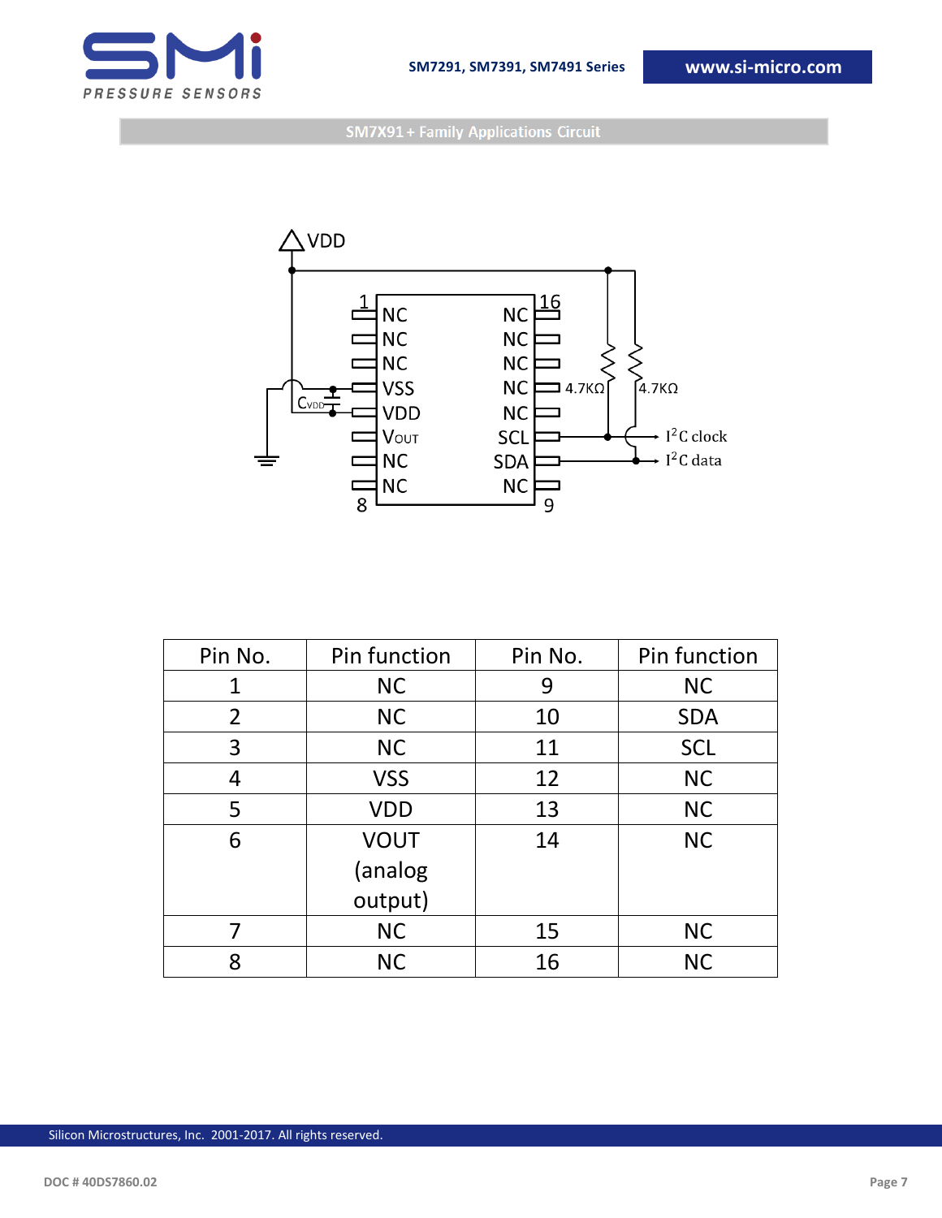## SM7X91+ Family Applications Circuit

| Pin No. | Pin function | Pin No. | Pin function |
|---|---|---|---|
| 1 | NC | 9 | NC |
| 2 | NC | 10 | SDA |
| 3 | NC | 11 | SCL |
| 4 | VSS | 12 | NC |
| 5 | VDD | 13 | NC |
| 6 | VOUT (analog output) | 14 | NC |
| 7 | NC | 15 | NC |
| 8 | NC | 16 | NC |

Silicon Microstructures, Inc. 2001-2017. All rights reserved.

DOC # 40DS7860.02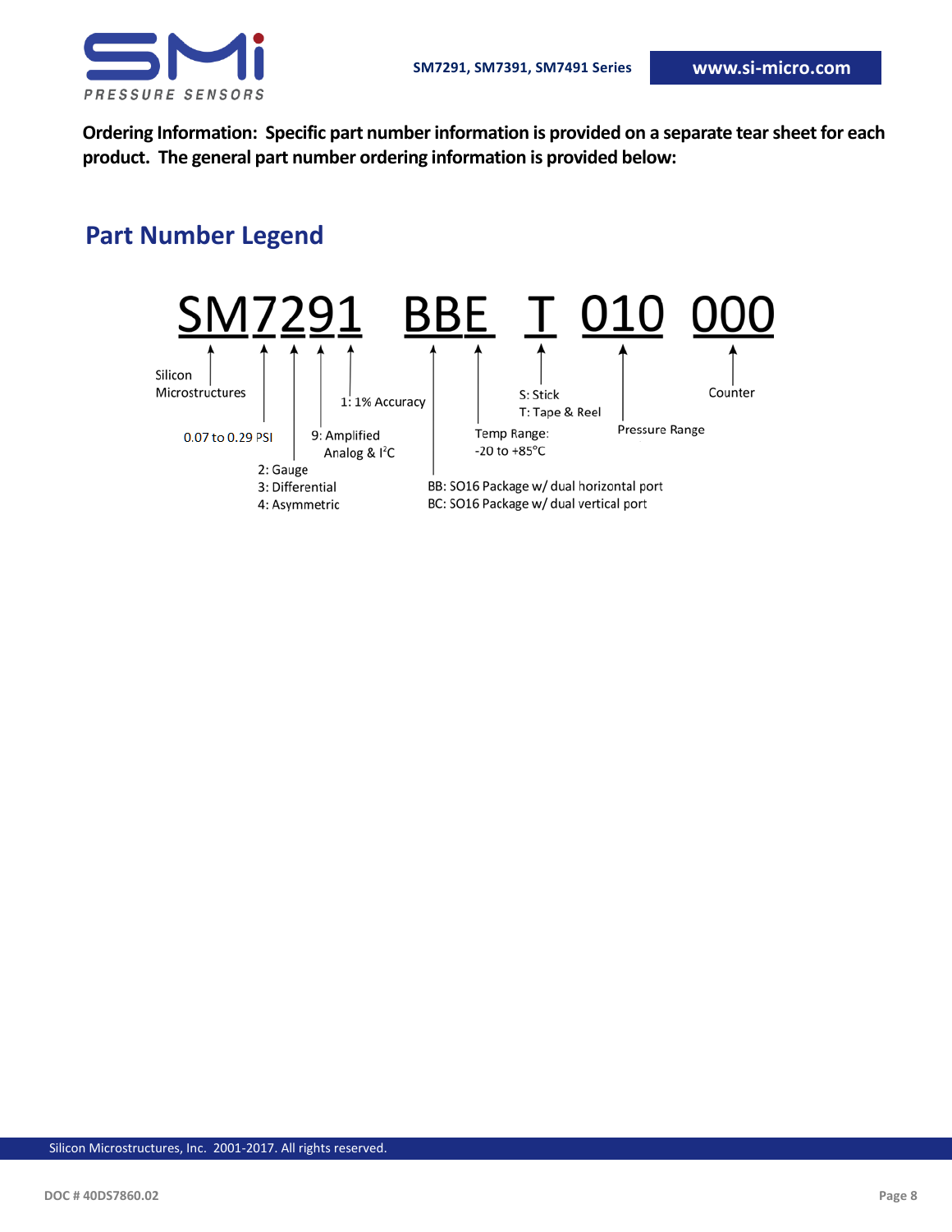**Ordering Information: Specific part number information is provided on a separate tear sheet for each product. The general part number ordering information is provided below:**

## Part Number Legend

**SM7291 BBE T 010 000**

- **SM**: Silicon Microstructures
- **7**: 0.07 to 0.29 PSI
- **2**: 2: Gauge; 3: Differential; 4: Asymmetric
- **9**: 9: Amplified Analog & I$^2$C
- **1**: 1: 1% Accuracy
- **BB**: BB: SO16 Package w/ dual horizontal port; BC: SO16 Package w/ dual vertical port
- **E**: Temp Range: -20 to +85°C
- **T**: S: Stick; T: Tape & Reel
- **010**: Pressure Range
- **000**: Counter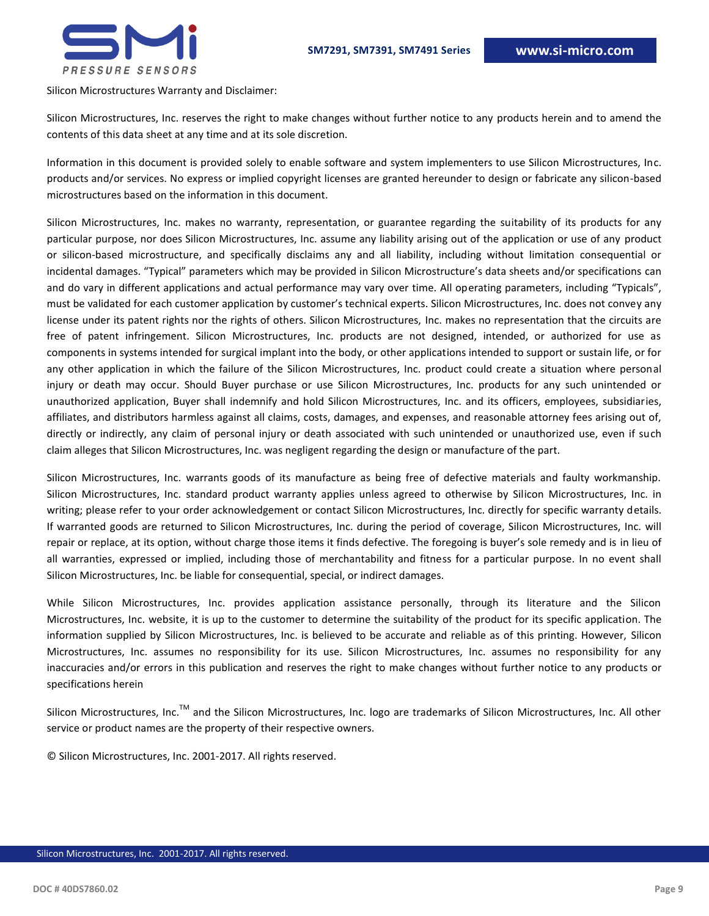Silicon Microstructures Warranty and Disclaimer:

Silicon Microstructures, Inc. reserves the right to make changes without further notice to any products herein and to amend the contents of this data sheet at any time and at its sole discretion.

Information in this document is provided solely to enable software and system implementers to use Silicon Microstructures, Inc. products and/or services. No express or implied copyright licenses are granted hereunder to design or fabricate any silicon-based microstructures based on the information in this document.

Silicon Microstructures, Inc. makes no warranty, representation, or guarantee regarding the suitability of its products for any particular purpose, nor does Silicon Microstructures, Inc. assume any liability arising out of the application or use of any product or silicon-based microstructure, and specifically disclaims any and all liability, including without limitation consequential or incidental damages. “Typical” parameters which may be provided in Silicon Microstructure’s data sheets and/or specifications can and do vary in different applications and actual performance may vary over time. All operating parameters, including “Typicals”, must be validated for each customer application by customer’s technical experts. Silicon Microstructures, Inc. does not convey any license under its patent rights nor the rights of others. Silicon Microstructures, Inc. makes no representation that the circuits are free of patent infringement. Silicon Microstructures, Inc. products are not designed, intended, or authorized for use as components in systems intended for surgical implant into the body, or other applications intended to support or sustain life, or for any other application in which the failure of the Silicon Microstructures, Inc. product could create a situation where personal injury or death may occur. Should Buyer purchase or use Silicon Microstructures, Inc. products for any such unintended or unauthorized application, Buyer shall indemnify and hold Silicon Microstructures, Inc. and its officers, employees, subsidiaries, affiliates, and distributors harmless against all claims, costs, damages, and expenses, and reasonable attorney fees arising out of, directly or indirectly, any claim of personal injury or death associated with such unintended or unauthorized use, even if such claim alleges that Silicon Microstructures, Inc. was negligent regarding the design or manufacture of the part.

Silicon Microstructures, Inc. warrants goods of its manufacture as being free of defective materials and faulty workmanship. Silicon Microstructures, Inc. standard product warranty applies unless agreed to otherwise by Silicon Microstructures, Inc. in writing; please refer to your order acknowledgement or contact Silicon Microstructures, Inc. directly for specific warranty details. If warranted goods are returned to Silicon Microstructures, Inc. during the period of coverage, Silicon Microstructures, Inc. will repair or replace, at its option, without charge those items it finds defective. The foregoing is buyer’s sole remedy and is in lieu of all warranties, expressed or implied, including those of merchantability and fitness for a particular purpose. In no event shall Silicon Microstructures, Inc. be liable for consequential, special, or indirect damages.

While Silicon Microstructures, Inc. provides application assistance personally, through its literature and the Silicon Microstructures, Inc. website, it is up to the customer to determine the suitability of the product for its specific application. The information supplied by Silicon Microstructures, Inc. is believed to be accurate and reliable as of this printing. However, Silicon Microstructures, Inc. assumes no responsibility for its use. Silicon Microstructures, Inc. assumes no responsibility for any inaccuracies and/or errors in this publication and reserves the right to make changes without further notice to any products or specifications herein

Silicon Microstructures, Inc.™ and the Silicon Microstructures, Inc. logo are trademarks of Silicon Microstructures, Inc. All other service or product names are the property of their respective owners.

© Silicon Microstructures, Inc. 2001-2017. All rights reserved.